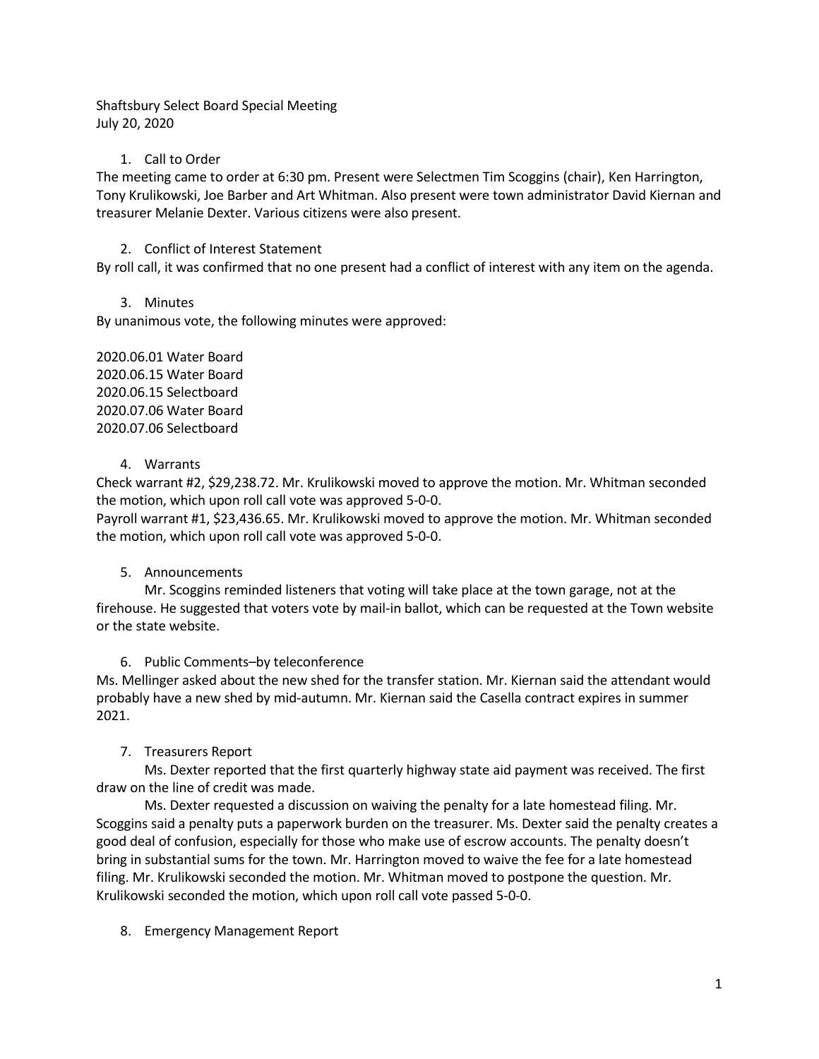Shaftsbury Select Board Special Meeting
July 20, 2020

1. Call to Order

The meeting came to order at 6:30 pm. Present were Selectmen Tim Scoggins (chair), Ken Harrington, Tony Krulikowski, Joe Barber and Art Whitman. Also present were town administrator David Kiernan and treasurer Melanie Dexter. Various citizens were also present.

2. Conflict of Interest Statement

By roll call, it was confirmed that no one present had a conflict of interest with any item on the agenda.

3. Minutes

By unanimous vote, the following minutes were approved:

2020.06.01 Water Board
2020.06.15 Water Board
2020.06.15 Selectboard
2020.07.06 Water Board
2020.07.06 Selectboard

4. Warrants

Check warrant #2, $29,238.72. Mr. Krulikowski moved to approve the motion. Mr. Whitman seconded the motion, which upon roll call vote was approved 5-0-0.
Payroll warrant #1, $23,436.65. Mr. Krulikowski moved to approve the motion. Mr. Whitman seconded the motion, which upon roll call vote was approved 5-0-0.

5. Announcements

Mr. Scoggins reminded listeners that voting will take place at the town garage, not at the firehouse. He suggested that voters vote by mail-in ballot, which can be requested at the Town website or the state website.

6. Public Comments–by teleconference

Ms. Mellinger asked about the new shed for the transfer station. Mr. Kiernan said the attendant would probably have a new shed by mid-autumn. Mr. Kiernan said the Casella contract expires in summer 2021.

7. Treasurers Report

Ms. Dexter reported that the first quarterly highway state aid payment was received. The first draw on the line of credit was made.

Ms. Dexter requested a discussion on waiving the penalty for a late homestead filing. Mr. Scoggins said a penalty puts a paperwork burden on the treasurer. Ms. Dexter said the penalty creates a good deal of confusion, especially for those who make use of escrow accounts. The penalty doesn't bring in substantial sums for the town. Mr. Harrington moved to waive the fee for a late homestead filing. Mr. Krulikowski seconded the motion. Mr. Whitman moved to postpone the question. Mr. Krulikowski seconded the motion, which upon roll call vote passed 5-0-0.

8. Emergency Management Report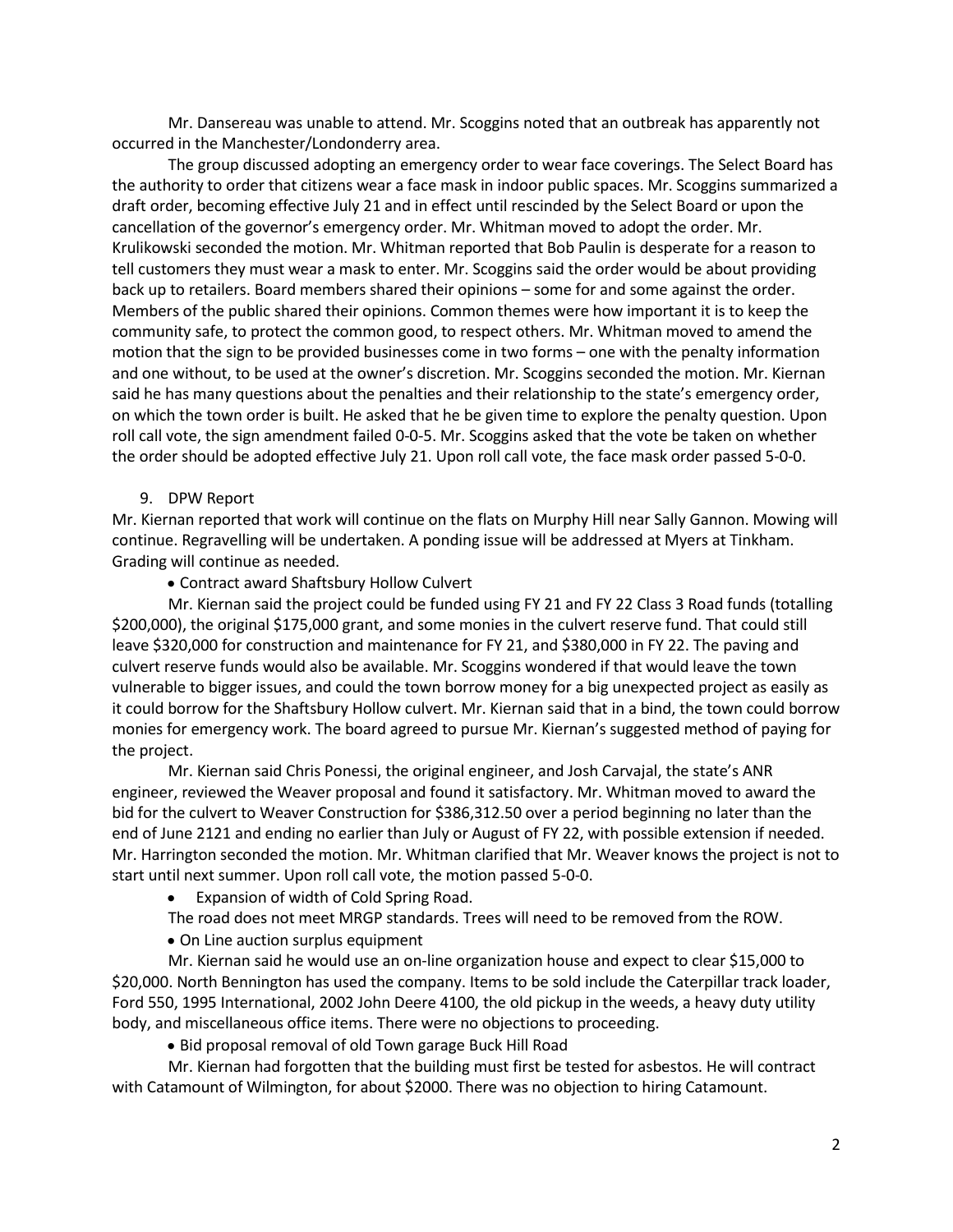Mr. Dansereau was unable to attend. Mr. Scoggins noted that an outbreak has apparently not occurred in the Manchester/Londonderry area.

The group discussed adopting an emergency order to wear face coverings. The Select Board has the authority to order that citizens wear a face mask in indoor public spaces. Mr. Scoggins summarized a draft order, becoming effective July 21 and in effect until rescinded by the Select Board or upon the cancellation of the governor's emergency order. Mr. Whitman moved to adopt the order. Mr. Krulikowski seconded the motion. Mr. Whitman reported that Bob Paulin is desperate for a reason to tell customers they must wear a mask to enter. Mr. Scoggins said the order would be about providing back up to retailers. Board members shared their opinions – some for and some against the order. Members of the public shared their opinions. Common themes were how important it is to keep the community safe, to protect the common good, to respect others. Mr. Whitman moved to amend the motion that the sign to be provided businesses come in two forms – one with the penalty information and one without, to be used at the owner's discretion. Mr. Scoggins seconded the motion. Mr. Kiernan said he has many questions about the penalties and their relationship to the state's emergency order, on which the town order is built. He asked that he be given time to explore the penalty question. Upon roll call vote, the sign amendment failed 0-0-5. Mr. Scoggins asked that the vote be taken on whether the order should be adopted effective July 21. Upon roll call vote, the face mask order passed 5-0-0.

9. DPW Report

Mr. Kiernan reported that work will continue on the flats on Murphy Hill near Sally Gannon. Mowing will continue. Regravelling will be undertaken. A ponding issue will be addressed at Myers at Tinkham. Grading will continue as needed.

- Contract award Shaftsbury Hollow Culvert

Mr. Kiernan said the project could be funded using FY 21 and FY 22 Class 3 Road funds (totalling $200,000), the original $175,000 grant, and some monies in the culvert reserve fund. That could still leave $320,000 for construction and maintenance for FY 21, and $380,000 in FY 22. The paving and culvert reserve funds would also be available. Mr. Scoggins wondered if that would leave the town vulnerable to bigger issues, and could the town borrow money for a big unexpected project as easily as it could borrow for the Shaftsbury Hollow culvert. Mr. Kiernan said that in a bind, the town could borrow monies for emergency work. The board agreed to pursue Mr. Kiernan's suggested method of paying for the project.

Mr. Kiernan said Chris Ponessi, the original engineer, and Josh Carvajal, the state's ANR engineer, reviewed the Weaver proposal and found it satisfactory. Mr. Whitman moved to award the bid for the culvert to Weaver Construction for $386,312.50 over a period beginning no later than the end of June 2121 and ending no earlier than July or August of FY 22, with possible extension if needed. Mr. Harrington seconded the motion. Mr. Whitman clarified that Mr. Weaver knows the project is not to start until next summer. Upon roll call vote, the motion passed 5-0-0.

- Expansion of width of Cold Spring Road.

The road does not meet MRGP standards. Trees will need to be removed from the ROW.

- On Line auction surplus equipment

Mr. Kiernan said he would use an on-line organization house and expect to clear $15,000 to $20,000. North Bennington has used the company. Items to be sold include the Caterpillar track loader, Ford 550, 1995 International, 2002 John Deere 4100, the old pickup in the weeds, a heavy duty utility body, and miscellaneous office items. There were no objections to proceeding.

- Bid proposal removal of old Town garage Buck Hill Road

Mr. Kiernan had forgotten that the building must first be tested for asbestos. He will contract with Catamount of Wilmington, for about $2000. There was no objection to hiring Catamount.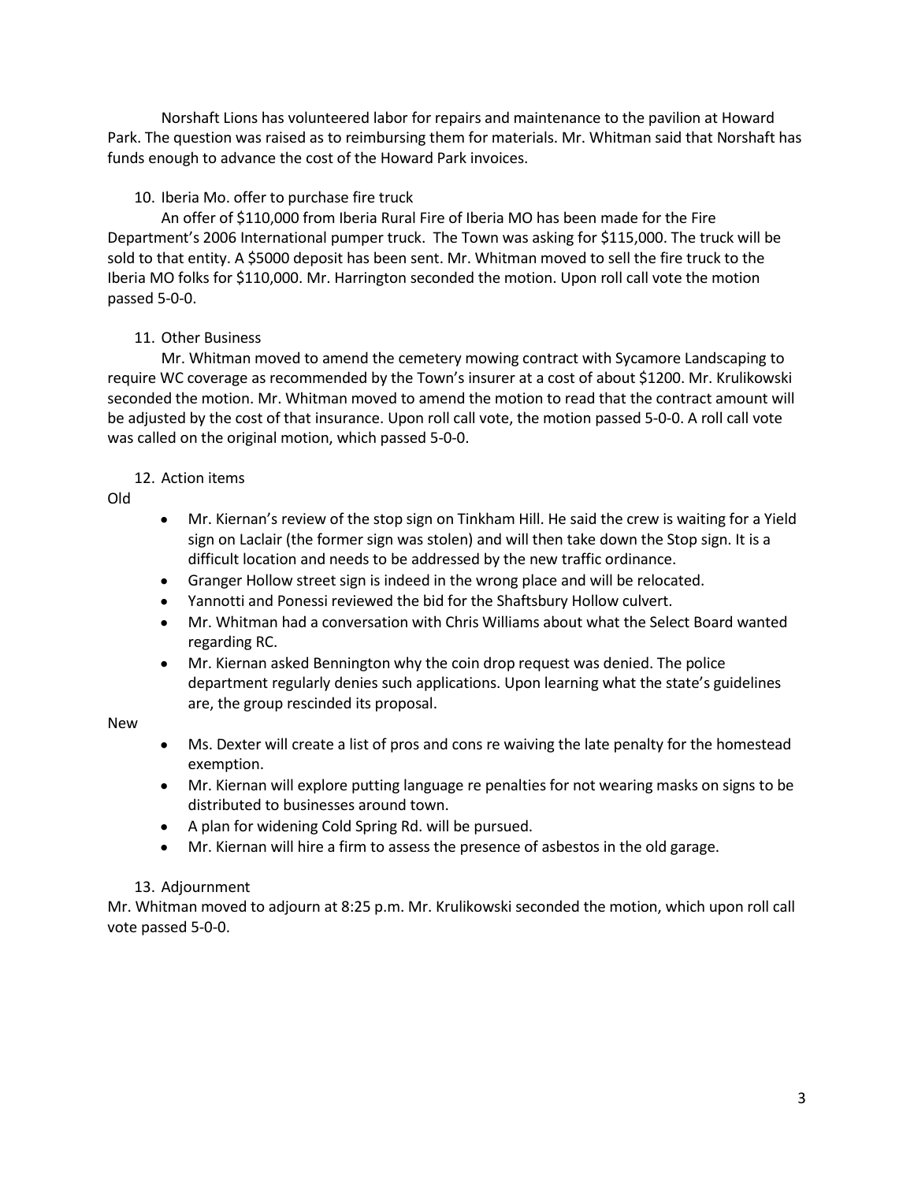Norshaft Lions has volunteered labor for repairs and maintenance to the pavilion at Howard Park. The question was raised as to reimbursing them for materials. Mr. Whitman said that Norshaft has funds enough to advance the cost of the Howard Park invoices.

10. Iberia Mo. offer to purchase fire truck

An offer of $110,000 from Iberia Rural Fire of Iberia MO has been made for the Fire Department's 2006 International pumper truck. The Town was asking for $115,000. The truck will be sold to that entity. A $5000 deposit has been sent. Mr. Whitman moved to sell the fire truck to the Iberia MO folks for $110,000. Mr. Harrington seconded the motion. Upon roll call vote the motion passed 5-0-0.

11. Other Business

Mr. Whitman moved to amend the cemetery mowing contract with Sycamore Landscaping to require WC coverage as recommended by the Town's insurer at a cost of about $1200. Mr. Krulikowski seconded the motion. Mr. Whitman moved to amend the motion to read that the contract amount will be adjusted by the cost of that insurance. Upon roll call vote, the motion passed 5-0-0. A roll call vote was called on the original motion, which passed 5-0-0.

12. Action items

Old

- Mr. Kiernan's review of the stop sign on Tinkham Hill. He said the crew is waiting for a Yield sign on Laclair (the former sign was stolen) and will then take down the Stop sign. It is a difficult location and needs to be addressed by the new traffic ordinance.
- Granger Hollow street sign is indeed in the wrong place and will be relocated.
- Yannotti and Ponessi reviewed the bid for the Shaftsbury Hollow culvert.
- Mr. Whitman had a conversation with Chris Williams about what the Select Board wanted regarding RC.
- Mr. Kiernan asked Bennington why the coin drop request was denied. The police department regularly denies such applications. Upon learning what the state's guidelines are, the group rescinded its proposal.

New

- Ms. Dexter will create a list of pros and cons re waiving the late penalty for the homestead exemption.
- Mr. Kiernan will explore putting language re penalties for not wearing masks on signs to be distributed to businesses around town.
- A plan for widening Cold Spring Rd. will be pursued.
- Mr. Kiernan will hire a firm to assess the presence of asbestos in the old garage.

13. Adjournment

Mr. Whitman moved to adjourn at 8:25 p.m. Mr. Krulikowski seconded the motion, which upon roll call vote passed 5-0-0.